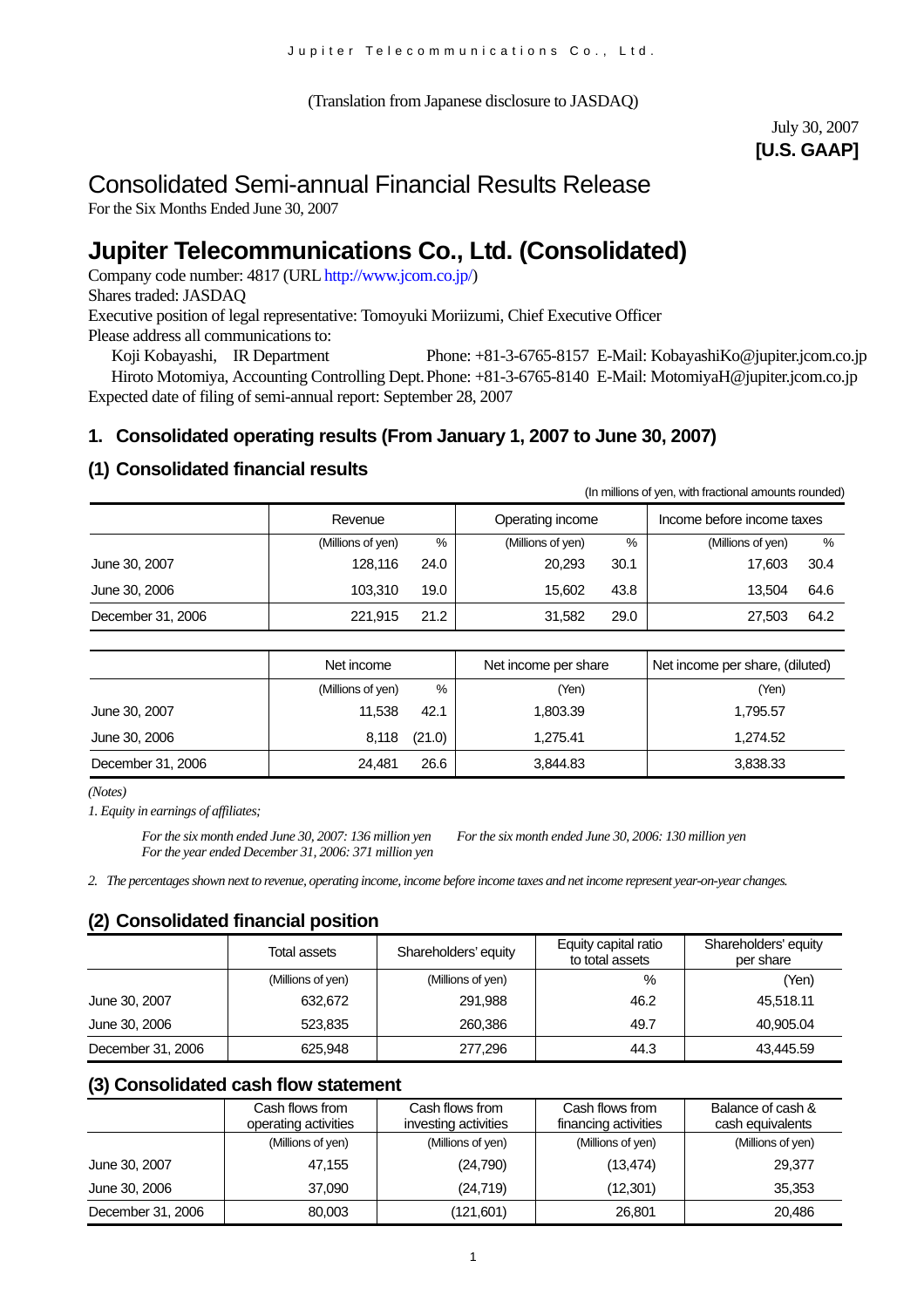(Translation from Japanese disclosure to JASDAQ)

July 30, 2007
**[U.S. GAAP]**

# Consolidated Semi-annual Financial Results Release

For the Six Months Ended June 30, 2007

# Jupiter Telecommunications Co., Ltd. (Consolidated)

Company code number: 4817 (URL http://www.jcom.co.jp/)
Shares traded: JASDAQ
Executive position of legal representative: Tomoyuki Moriizumi, Chief Executive Officer
Please address all communications to:
Koji Kobayashi, IR Department Phone: +81-3-6765-8157 E-Mail: KobayashiKo@jupiter.jcom.co.jp
Hiroto Motomiya, Accounting Controlling Dept. Phone: +81-3-6765-8140 E-Mail: MotomiyaH@jupiter.jcom.co.jp
Expected date of filing of semi-annual report: September 28, 2007

## 1. Consolidated operating results (From January 1, 2007 to June 30, 2007)

### (1) Consolidated financial results

(In millions of yen, with fractional amounts rounded)

| | Revenue | | Operating income | | Income before income taxes | |
|---|---|---|---|---|---|---|
| | (Millions of yen) | % | (Millions of yen) | % | (Millions of yen) | % |
| June 30, 2007 | 128,116 | 24.0 | 20,293 | 30.1 | 17,603 | 30.4 |
| June 30, 2006 | 103,310 | 19.0 | 15,602 | 43.8 | 13,504 | 64.6 |
| December 31, 2006 | 221,915 | 21.2 | 31,582 | 29.0 | 27,503 | 64.2 |

| | Net income | | Net income per share | Net income per share, (diluted) |
|---|---|---|---|---|
| | (Millions of yen) | % | (Yen) | (Yen) |
| June 30, 2007 | 11,538 | 42.1 | 1,803.39 | 1,795.57 |
| June 30, 2006 | 8,118 | (21.0) | 1,275.41 | 1,274.52 |
| December 31, 2006 | 24,481 | 26.6 | 3,844.83 | 3,838.33 |

*(Notes)*

*1. Equity in earnings of affiliates;*

*For the six month ended June 30, 2007: 136 million yen*
*For the six month ended June 30, 2006: 130 million yen*
*For the year ended December 31, 2006: 371 million yen*

*2. The percentages shown next to revenue, operating income, income before income taxes and net income represent year-on-year changes.*

### (2) Consolidated financial position

| | Total assets | Shareholders' equity | Equity capital ratio to total assets | Shareholders' equity per share |
|---|---|---|---|---|
| | (Millions of yen) | (Millions of yen) | % | (Yen) |
| June 30, 2007 | 632,672 | 291,988 | 46.2 | 45,518.11 |
| June 30, 2006 | 523,835 | 260,386 | 49.7 | 40,905.04 |
| December 31, 2006 | 625,948 | 277,296 | 44.3 | 43,445.59 |

### (3) Consolidated cash flow statement

| | Cash flows from operating activities | Cash flows from investing activities | Cash flows from financing activities | Balance of cash & cash equivalents |
|---|---|---|---|---|
| | (Millions of yen) | (Millions of yen) | (Millions of yen) | (Millions of yen) |
| June 30, 2007 | 47,155 | (24,790) | (13,474) | 29,377 |
| June 30, 2006 | 37,090 | (24,719) | (12,301) | 35,353 |
| December 31, 2006 | 80,003 | (121,601) | 26,801 | 20,486 |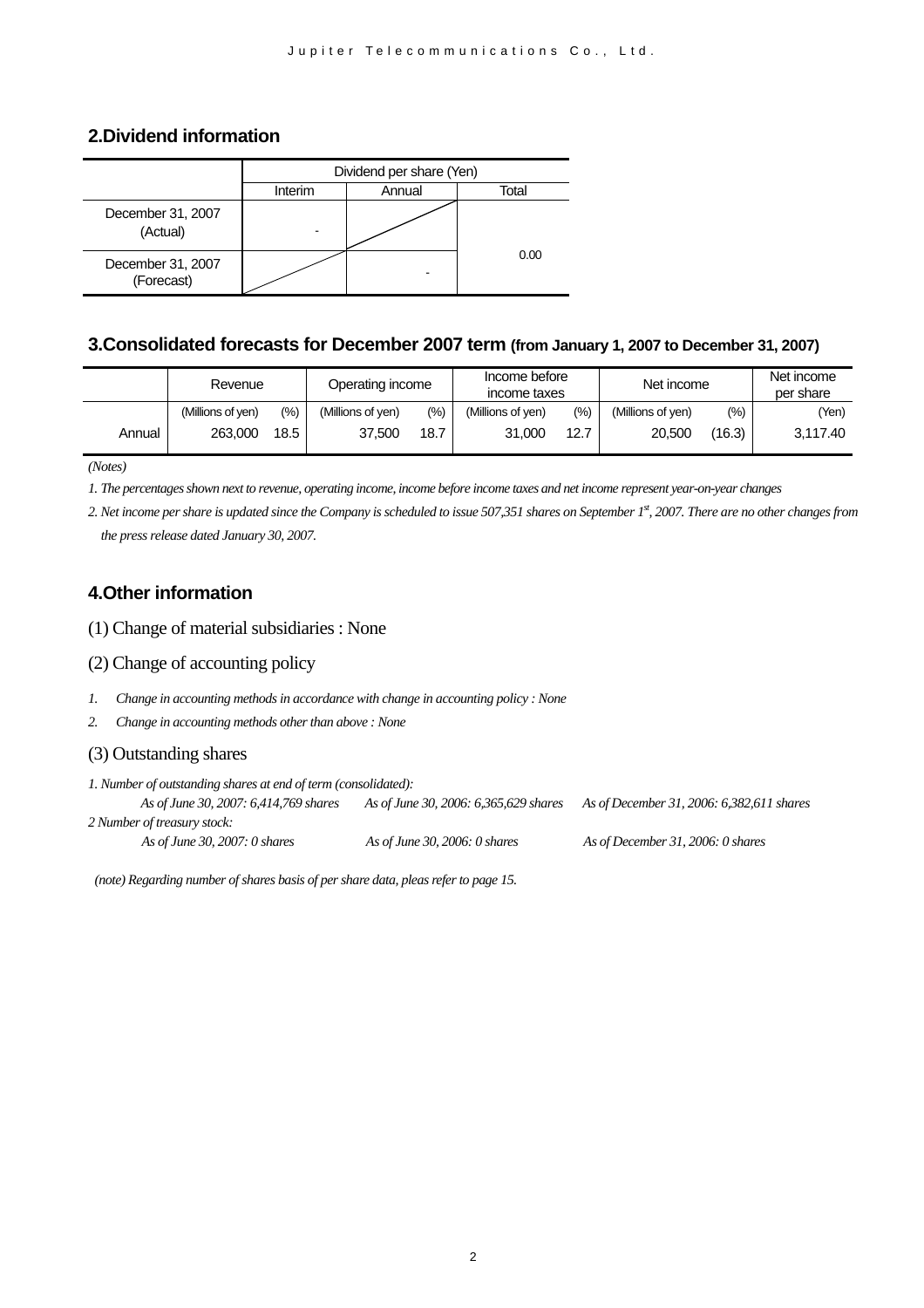## 2.Dividend information

| | Dividend per share (Yen) | | |
|---|---|---|---|
| | Interim | Annual | Total |
| December 31, 2007 (Actual) | - | | 0.00 |
| December 31, 2007 (Forecast) | | - | |

## 3.Consolidated forecasts for December 2007 term (from January 1, 2007 to December 31, 2007)

| | Revenue | | Operating income | | Income before income taxes | | Net income | | Net income per share |
|---|---|---|---|---|---|---|---|---|---|
| | (Millions of yen) | (%) | (Millions of yen) | (%) | (Millions of yen) | (%) | (Millions of yen) | (%) | (Yen) |
| Annual | 263,000 | 18.5 | 37,500 | 18.7 | 31,000 | 12.7 | 20,500 | (16.3) | 3,117.40 |

*(Notes)*

*1. The percentages shown next to revenue, operating income, income before income taxes and net income represent year-on-year changes*

*2. Net income per share is updated since the Company is scheduled to issue 507,351 shares on September 1st, 2007. There are no other changes from the press release dated January 30, 2007.*

## 4.Other information

(1) Change of material subsidiaries : None

(2) Change of accounting policy

*1. Change in accounting methods in accordance with change in accounting policy : None*

*2. Change in accounting methods other than above : None*

(3) Outstanding shares

*1. Number of outstanding shares at end of term (consolidated):*

*As of June 30, 2007: 6,414,769 shares    As of June 30, 2006: 6,365,629 shares    As of December 31, 2006: 6,382,611 shares*

*2 Number of treasury stock:*

*As of June 30, 2007: 0 shares    As of June 30, 2006: 0 shares    As of December 31, 2006: 0 shares*

*(note) Regarding number of shares basis of per share data, pleas refer to page 15.*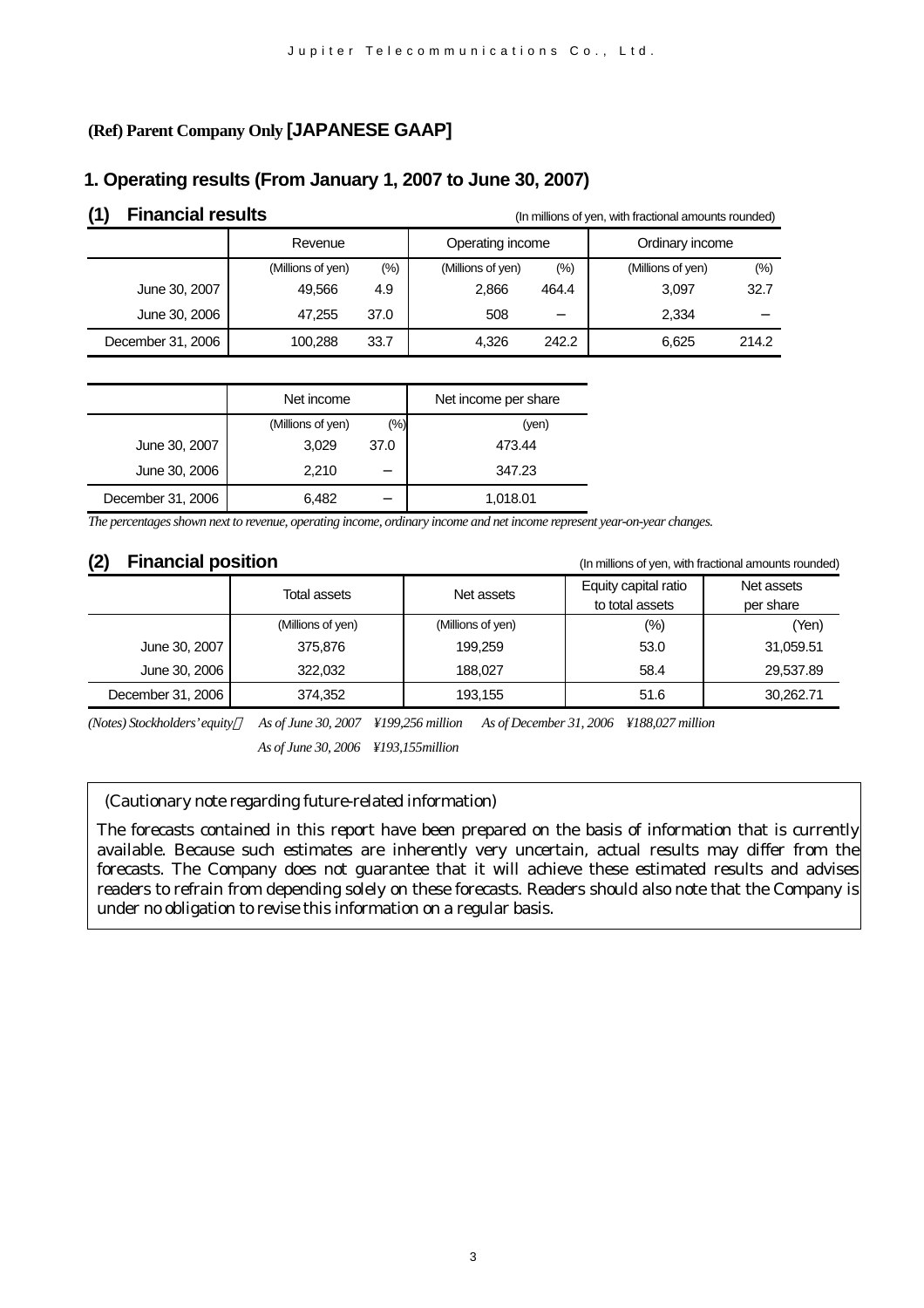**(Ref) Parent Company Only [JAPANESE GAAP]**

## 1. Operating results (From January 1, 2007 to June 30, 2007)

### (1) Financial results

(In millions of yen, with fractional amounts rounded)

| | Revenue | | Operating income | | Ordinary income | |
|---|---|---|---|---|---|---|
| | (Millions of yen) | (%) | (Millions of yen) | (%) | (Millions of yen) | (%) |
| June 30, 2007 | 49,566 | 4.9 | 2,866 | 464.4 | 3,097 | 32.7 |
| June 30, 2006 | 47,255 | 37.0 | 508 | − | 2,334 | − |
| December 31, 2006 | 100,288 | 33.7 | 4,326 | 242.2 | 6,625 | 214.2 |

| | Net income | | Net income per share |
|---|---|---|---|
| | (Millions of yen) | (%) | (yen) |
| June 30, 2007 | 3,029 | 37.0 | 473.44 |
| June 30, 2006 | 2,210 | − | 347.23 |
| December 31, 2006 | 6,482 | − | 1,018.01 |

*The percentages shown next to revenue, operating income, ordinary income and net income represent year-on-year changes.*

### (2) Financial position

(In millions of yen, with fractional amounts rounded)

| | Total assets | Net assets | Equity capital ratio to total assets | Net assets per share |
|---|---|---|---|---|
| | (Millions of yen) | (Millions of yen) | (%) | (Yen) |
| June 30, 2007 | 375,876 | 199,259 | 53.0 | 31,059.51 |
| June 30, 2006 | 322,032 | 188,027 | 58.4 | 29,537.89 |
| December 31, 2006 | 374,352 | 193,155 | 51.6 | 30,262.71 |

*(Notes) Stockholders' equity： As of June 30, 2007 ¥199,256 million As of December 31, 2006 ¥188,027 million*

*As of June 30, 2006 ¥193,155million*

(Cautionary note regarding future-related information)

The forecasts contained in this report have been prepared on the basis of information that is currently available. Because such estimates are inherently very uncertain, actual results may differ from the forecasts. The Company does not guarantee that it will achieve these estimated results and advises readers to refrain from depending solely on these forecasts. Readers should also note that the Company is under no obligation to revise this information on a regular basis.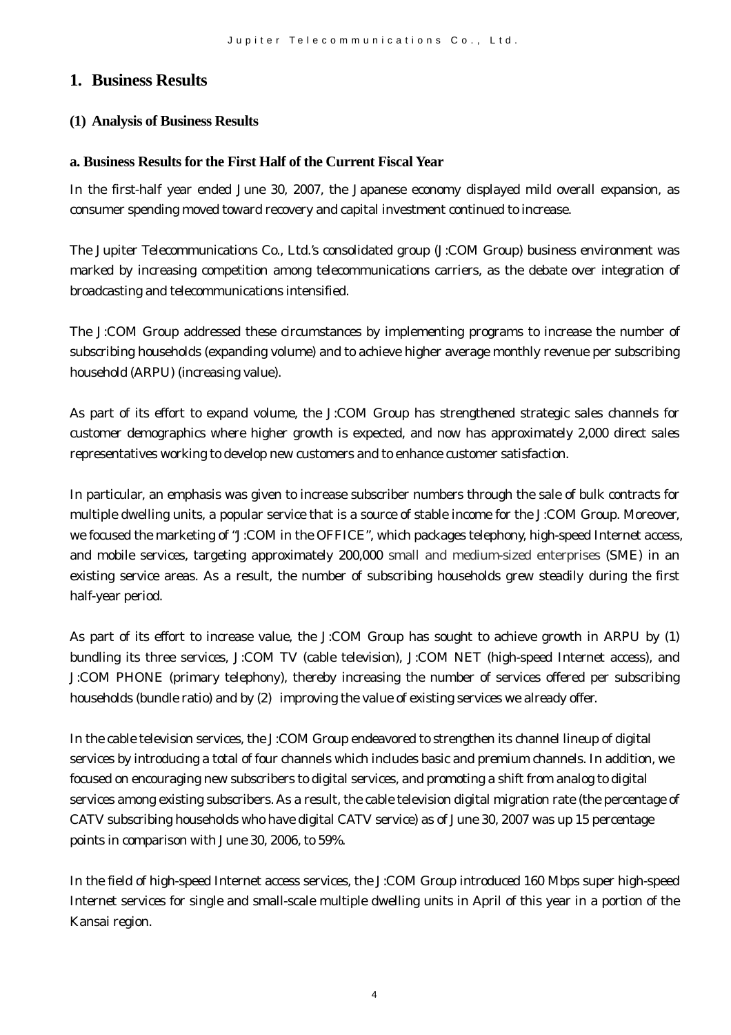# 1. Business Results

## (1) Analysis of Business Results

### a. Business Results for the First Half of the Current Fiscal Year

In the first-half year ended June 30, 2007, the Japanese economy displayed mild overall expansion, as consumer spending moved toward recovery and capital investment continued to increase.

The Jupiter Telecommunications Co., Ltd.'s consolidated group (J:COM Group) business environment was marked by increasing competition among telecommunications carriers, as the debate over integration of broadcasting and telecommunications intensified.

The J:COM Group addressed these circumstances by implementing programs to increase the number of subscribing households (expanding volume) and to achieve higher average monthly revenue per subscribing household (ARPU) (increasing value).

As part of its effort to expand volume, the J:COM Group has strengthened strategic sales channels for customer demographics where higher growth is expected, and now has approximately 2,000 direct sales representatives working to develop new customers and to enhance customer satisfaction.

In particular, an emphasis was given to increase subscriber numbers through the sale of bulk contracts for multiple dwelling units, a popular service that is a source of stable income for the J:COM Group. Moreover, we focused the marketing of "J:COM in the OFFICE", which packages telephony, high-speed Internet access, and mobile services, targeting approximately 200,000 small and medium-sized enterprises (SME) in an existing service areas. As a result, the number of subscribing households grew steadily during the first half-year period.

As part of its effort to increase value, the J:COM Group has sought to achieve growth in ARPU by (1) bundling its three services, J:COM TV (cable television), J:COM NET (high-speed Internet access), and J:COM PHONE (primary telephony), thereby increasing the number of services offered per subscribing households (bundle ratio) and by (2) improving the value of existing services we already offer.

In the cable television services, the J:COM Group endeavored to strengthen its channel lineup of digital services by introducing a total of four channels which includes basic and premium channels. In addition, we focused on encouraging new subscribers to digital services, and promoting a shift from analog to digital services among existing subscribers. As a result, the cable television digital migration rate (the percentage of CATV subscribing households who have digital CATV service) as of June 30, 2007 was up 15 percentage points in comparison with June 30, 2006, to 59%.

In the field of high-speed Internet access services, the J:COM Group introduced 160 Mbps super high-speed Internet services for single and small-scale multiple dwelling units in April of this year in a portion of the Kansai region.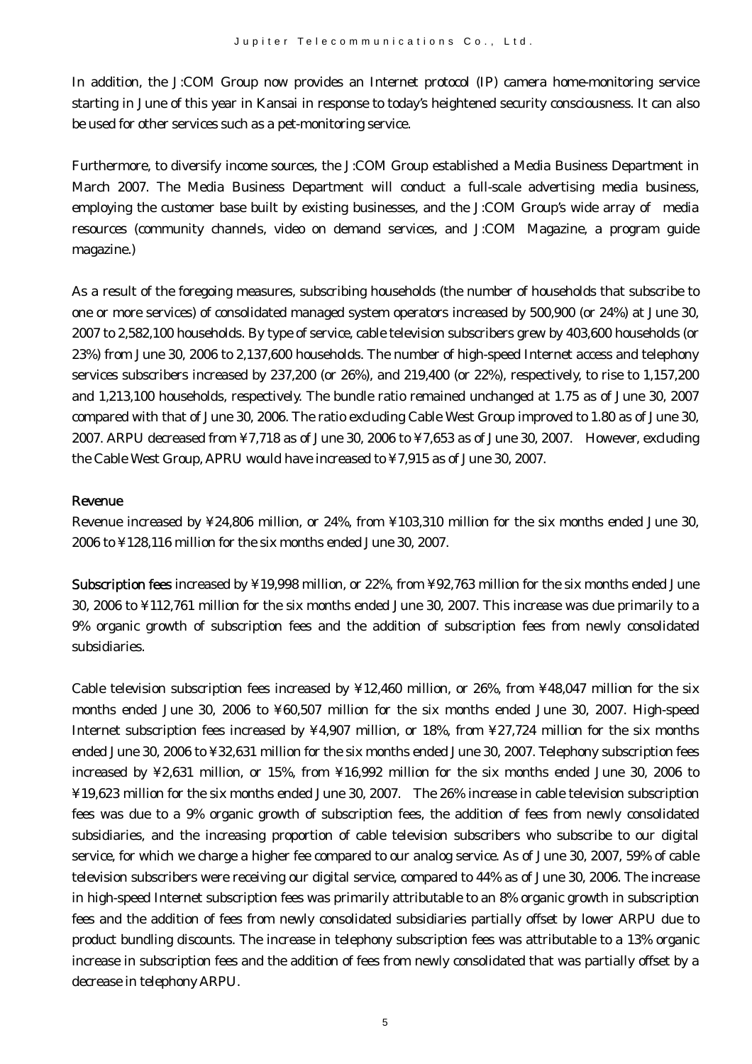In addition, the J:COM Group now provides an Internet protocol (IP) camera home-monitoring service starting in June of this year in Kansai in response to today's heightened security consciousness. It can also be used for other services such as a pet-monitoring service.

Furthermore, to diversify income sources, the J:COM Group established a Media Business Department in March 2007. The Media Business Department will conduct a full-scale advertising media business, employing the customer base built by existing businesses, and the J:COM Group's wide array of media resources (community channels, video on demand services, and J:COM Magazine, a program guide magazine.)

As a result of the foregoing measures, subscribing households (the number of households that subscribe to one or more services) of consolidated managed system operators increased by 500,900 (or 24%) at June 30, 2007 to 2,582,100 households. By type of service, cable television subscribers grew by 403,600 households (or 23%) from June 30, 2006 to 2,137,600 households. The number of high-speed Internet access and telephony services subscribers increased by 237,200 (or 26%), and 219,400 (or 22%), respectively, to rise to 1,157,200 and 1,213,100 households, respectively. The bundle ratio remained unchanged at 1.75 as of June 30, 2007 compared with that of June 30, 2006. The ratio excluding Cable West Group improved to 1.80 as of June 30, 2007. ARPU decreased from ¥7,718 as of June 30, 2006 to ¥7,653 as of June 30, 2007. However, excluding the Cable West Group, APRU would have increased to ¥7,915 as of June 30, 2007.

**Revenue**

Revenue increased by ¥24,806 million, or 24%, from ¥103,310 million for the six months ended June 30, 2006 to ¥128,116 million for the six months ended June 30, 2007.

**Subscription fees** increased by ¥19,998 million, or 22%, from ¥92,763 million for the six months ended June 30, 2006 to ¥112,761 million for the six months ended June 30, 2007. This increase was due primarily to a 9% organic growth of subscription fees and the addition of subscription fees from newly consolidated subsidiaries.

Cable television subscription fees increased by ¥12,460 million, or 26%, from ¥48,047 million for the six months ended June 30, 2006 to ¥60,507 million for the six months ended June 30, 2007. High-speed Internet subscription fees increased by ¥4,907 million, or 18%, from ¥27,724 million for the six months ended June 30, 2006 to ¥32,631 million for the six months ended June 30, 2007. Telephony subscription fees increased by ¥2,631 million, or 15%, from ¥16,992 million for the six months ended June 30, 2006 to ¥19,623 million for the six months ended June 30, 2007. The 26% increase in cable television subscription fees was due to a 9% organic growth of subscription fees, the addition of fees from newly consolidated subsidiaries, and the increasing proportion of cable television subscribers who subscribe to our digital service, for which we charge a higher fee compared to our analog service. As of June 30, 2007, 59% of cable television subscribers were receiving our digital service, compared to 44% as of June 30, 2006. The increase in high-speed Internet subscription fees was primarily attributable to an 8% organic growth in subscription fees and the addition of fees from newly consolidated subsidiaries partially offset by lower ARPU due to product bundling discounts. The increase in telephony subscription fees was attributable to a 13% organic increase in subscription fees and the addition of fees from newly consolidated that was partially offset by a decrease in telephony ARPU.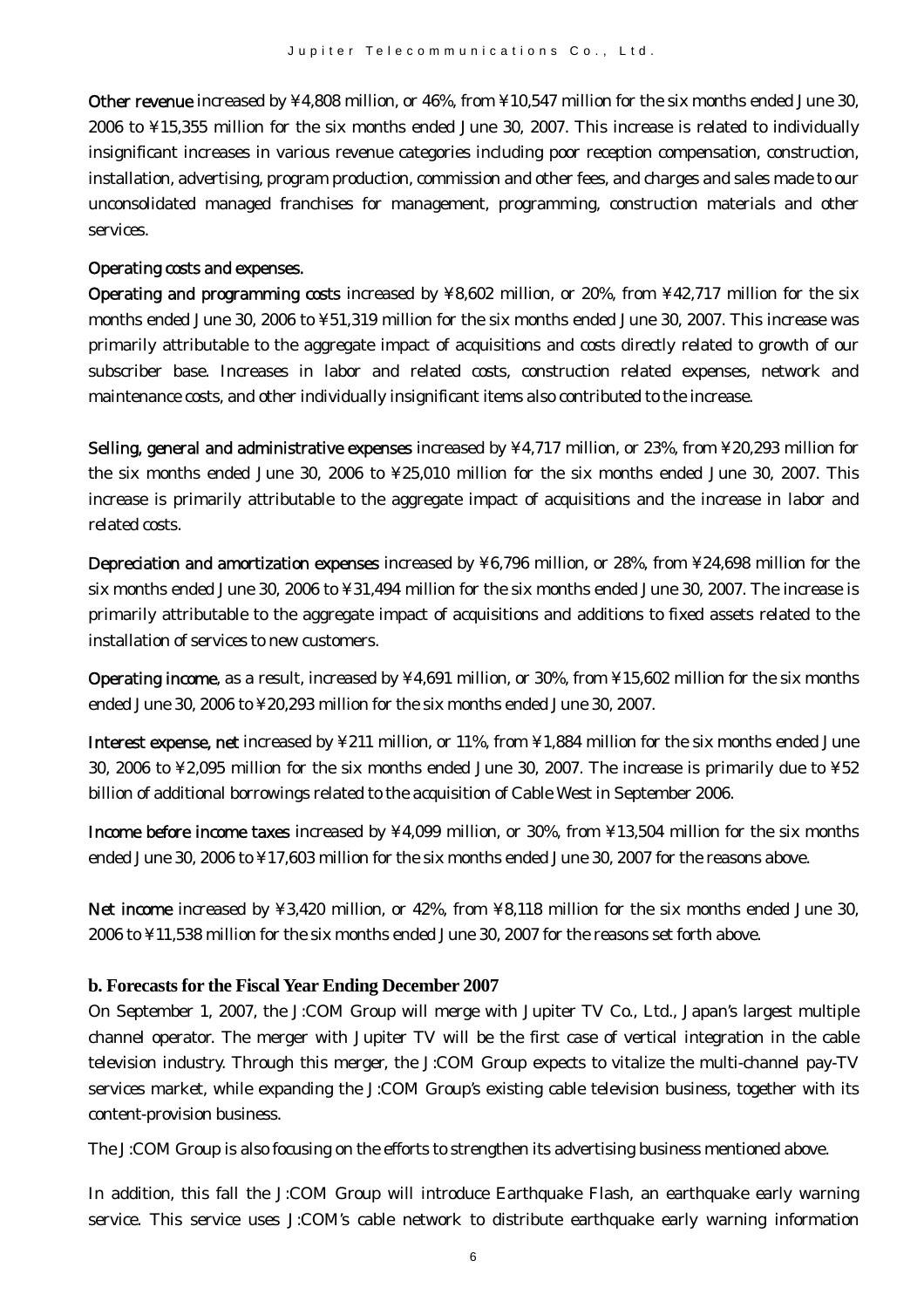**Other revenue** increased by ¥4,808 million, or 46%, from ¥10,547 million for the six months ended June 30, 2006 to ¥15,355 million for the six months ended June 30, 2007. This increase is related to individually insignificant increases in various revenue categories including poor reception compensation, construction, installation, advertising, program production, commission and other fees, and charges and sales made to our unconsolidated managed franchises for management, programming, construction materials and other services.

**Operating costs and expenses.**

**Operating and programming costs** increased by ¥8,602 million, or 20%, from ¥42,717 million for the six months ended June 30, 2006 to ¥51,319 million for the six months ended June 30, 2007. This increase was primarily attributable to the aggregate impact of acquisitions and costs directly related to growth of our subscriber base. Increases in labor and related costs, construction related expenses, network and maintenance costs, and other individually insignificant items also contributed to the increase.

**Selling, general and administrative expenses** increased by ¥4,717 million, or 23%, from ¥20,293 million for the six months ended June 30, 2006 to ¥25,010 million for the six months ended June 30, 2007. This increase is primarily attributable to the aggregate impact of acquisitions and the increase in labor and related costs.

**Depreciation and amortization expenses** increased by ¥6,796 million, or 28%, from ¥24,698 million for the six months ended June 30, 2006 to ¥31,494 million for the six months ended June 30, 2007. The increase is primarily attributable to the aggregate impact of acquisitions and additions to fixed assets related to the installation of services to new customers.

**Operating income**, as a result, increased by ¥4,691 million, or 30%, from ¥15,602 million for the six months ended June 30, 2006 to ¥20,293 million for the six months ended June 30, 2007.

**Interest expense, net** increased by ¥211 million, or 11%, from ¥1,884 million for the six months ended June 30, 2006 to ¥2,095 million for the six months ended June 30, 2007. The increase is primarily due to ¥52 billion of additional borrowings related to the acquisition of Cable West in September 2006.

**Income before income taxes** increased by ¥4,099 million, or 30%, from ¥13,504 million for the six months ended June 30, 2006 to ¥17,603 million for the six months ended June 30, 2007 for the reasons above.

**Net income** increased by ¥3,420 million, or 42%, from ¥8,118 million for the six months ended June 30, 2006 to ¥11,538 million for the six months ended June 30, 2007 for the reasons set forth above.

### b. Forecasts for the Fiscal Year Ending December 2007

On September 1, 2007, the J:COM Group will merge with Jupiter TV Co., Ltd., Japan's largest multiple channel operator. The merger with Jupiter TV will be the first case of vertical integration in the cable television industry. Through this merger, the J:COM Group expects to vitalize the multi-channel pay-TV services market, while expanding the J:COM Group's existing cable television business, together with its content-provision business.

The J:COM Group is also focusing on the efforts to strengthen its advertising business mentioned above.

In addition, this fall the J:COM Group will introduce Earthquake Flash, an earthquake early warning service. This service uses J:COM's cable network to distribute earthquake early warning information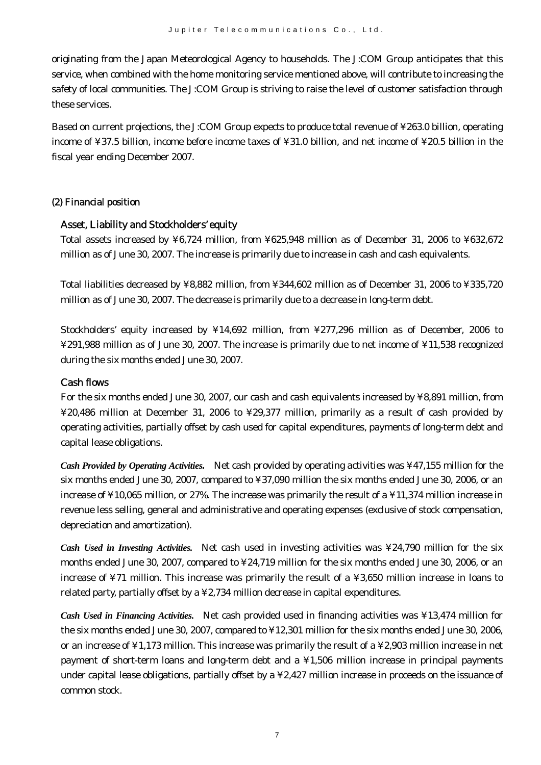originating from the Japan Meteorological Agency to households. The J:COM Group anticipates that this service, when combined with the home monitoring service mentioned above, will contribute to increasing the safety of local communities. The J:COM Group is striving to raise the level of customer satisfaction through these services.

Based on current projections, the J:COM Group expects to produce total revenue of ¥263.0 billion, operating income of ¥37.5 billion, income before income taxes of ¥31.0 billion, and net income of ¥20.5 billion in the fiscal year ending December 2007.

## (2) Financial position

### Asset, Liability and Stockholders' equity

Total assets increased by ¥6,724 million, from ¥625,948 million as of December 31, 2006 to ¥632,672 million as of June 30, 2007. The increase is primarily due to increase in cash and cash equivalents.

Total liabilities decreased by ¥8,882 million, from ¥344,602 million as of December 31, 2006 to ¥335,720 million as of June 30, 2007. The decrease is primarily due to a decrease in long-term debt.

Stockholders' equity increased by ¥14,692 million, from ¥277,296 million as of December, 2006 to ¥291,988 million as of June 30, 2007. The increase is primarily due to net income of ¥11,538 recognized during the six months ended June 30, 2007.

### Cash flows

For the six months ended June 30, 2007, our cash and cash equivalents increased by ¥8,891 million, from ¥20,486 million at December 31, 2006 to ¥29,377 million, primarily as a result of cash provided by operating activities, partially offset by cash used for capital expenditures, payments of long-term debt and capital lease obligations.

***Cash Provided by Operating Activities.*** Net cash provided by operating activities was ¥47,155 million for the six months ended June 30, 2007, compared to ¥37,090 million the six months ended June 30, 2006, or an increase of ¥10,065 million, or 27%. The increase was primarily the result of a ¥11,374 million increase in revenue less selling, general and administrative and operating expenses (exclusive of stock compensation, depreciation and amortization).

***Cash Used in Investing Activities.*** Net cash used in investing activities was ¥24,790 million for the six months ended June 30, 2007, compared to ¥24,719 million for the six months ended June 30, 2006, or an increase of ¥71 million. This increase was primarily the result of a ¥3,650 million increase in loans to related party, partially offset by a ¥2,734 million decrease in capital expenditures.

***Cash Used in Financing Activities.*** Net cash provided used in financing activities was ¥13,474 million for the six months ended June 30, 2007, compared to ¥12,301 million for the six months ended June 30, 2006, or an increase of ¥1,173 million. This increase was primarily the result of a ¥2,903 million increase in net payment of short-term loans and long-term debt and a ¥1,506 million increase in principal payments under capital lease obligations, partially offset by a ¥2,427 million increase in proceeds on the issuance of common stock.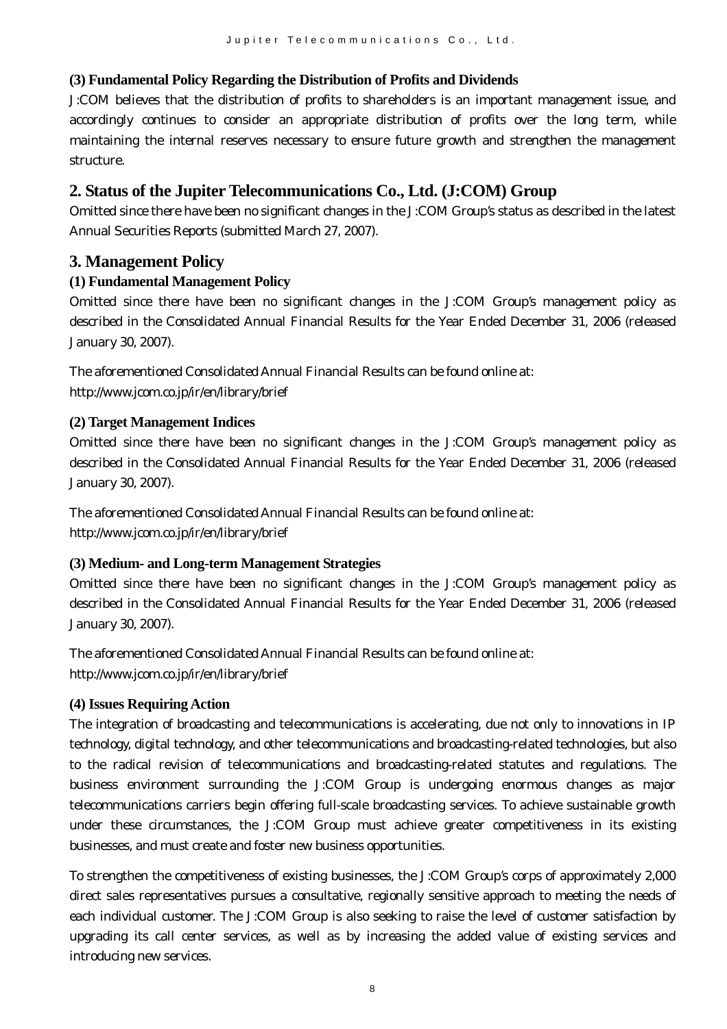### (3) Fundamental Policy Regarding the Distribution of Profits and Dividends

J:COM believes that the distribution of profits to shareholders is an important management issue, and accordingly continues to consider an appropriate distribution of profits over the long term, while maintaining the internal reserves necessary to ensure future growth and strengthen the management structure.

## 2. Status of the Jupiter Telecommunications Co., Ltd. (J:COM) Group

Omitted since there have been no significant changes in the J:COM Group's status as described in the latest Annual Securities Reports (submitted March 27, 2007).

## 3. Management Policy

### (1) Fundamental Management Policy

Omitted since there have been no significant changes in the J:COM Group's management policy as described in the Consolidated Annual Financial Results for the Year Ended December 31, 2006 (released January 30, 2007).

The aforementioned Consolidated Annual Financial Results can be found online at:
http://www.jcom.co.jp/ir/en/library/brief

### (2) Target Management Indices

Omitted since there have been no significant changes in the J:COM Group's management policy as described in the Consolidated Annual Financial Results for the Year Ended December 31, 2006 (released January 30, 2007).

The aforementioned Consolidated Annual Financial Results can be found online at:
http://www.jcom.co.jp/ir/en/library/brief

### (3) Medium- and Long-term Management Strategies

Omitted since there have been no significant changes in the J:COM Group's management policy as described in the Consolidated Annual Financial Results for the Year Ended December 31, 2006 (released January 30, 2007).

The aforementioned Consolidated Annual Financial Results can be found online at:
http://www.jcom.co.jp/ir/en/library/brief

### (4) Issues Requiring Action

The integration of broadcasting and telecommunications is accelerating, due not only to innovations in IP technology, digital technology, and other telecommunications and broadcasting-related technologies, but also to the radical revision of telecommunications and broadcasting-related statutes and regulations. The business environment surrounding the J:COM Group is undergoing enormous changes as major telecommunications carriers begin offering full-scale broadcasting services. To achieve sustainable growth under these circumstances, the J:COM Group must achieve greater competitiveness in its existing businesses, and must create and foster new business opportunities.

To strengthen the competitiveness of existing businesses, the J:COM Group's corps of approximately 2,000 direct sales representatives pursues a consultative, regionally sensitive approach to meeting the needs of each individual customer. The J:COM Group is also seeking to raise the level of customer satisfaction by upgrading its call center services, as well as by increasing the added value of existing services and introducing new services.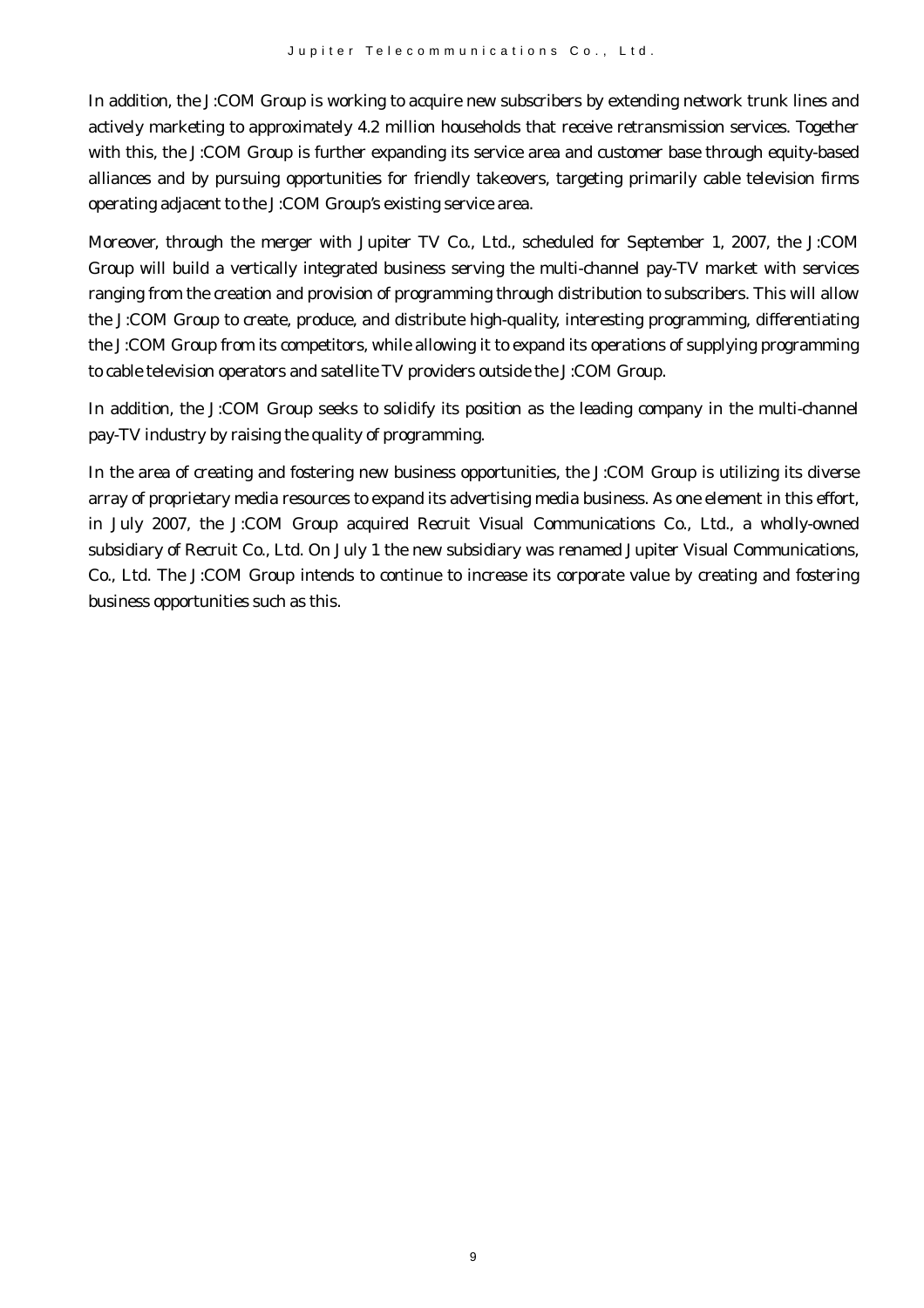In addition, the J:COM Group is working to acquire new subscribers by extending network trunk lines and actively marketing to approximately 4.2 million households that receive retransmission services. Together with this, the J:COM Group is further expanding its service area and customer base through equity-based alliances and by pursuing opportunities for friendly takeovers, targeting primarily cable television firms operating adjacent to the J:COM Group's existing service area.

Moreover, through the merger with Jupiter TV Co., Ltd., scheduled for September 1, 2007, the J:COM Group will build a vertically integrated business serving the multi-channel pay-TV market with services ranging from the creation and provision of programming through distribution to subscribers. This will allow the J:COM Group to create, produce, and distribute high-quality, interesting programming, differentiating the J:COM Group from its competitors, while allowing it to expand its operations of supplying programming to cable television operators and satellite TV providers outside the J:COM Group.

In addition, the J:COM Group seeks to solidify its position as the leading company in the multi-channel pay-TV industry by raising the quality of programming.

In the area of creating and fostering new business opportunities, the J:COM Group is utilizing its diverse array of proprietary media resources to expand its advertising media business. As one element in this effort, in July 2007, the J:COM Group acquired Recruit Visual Communications Co., Ltd., a wholly-owned subsidiary of Recruit Co., Ltd. On July 1 the new subsidiary was renamed Jupiter Visual Communications, Co., Ltd. The J:COM Group intends to continue to increase its corporate value by creating and fostering business opportunities such as this.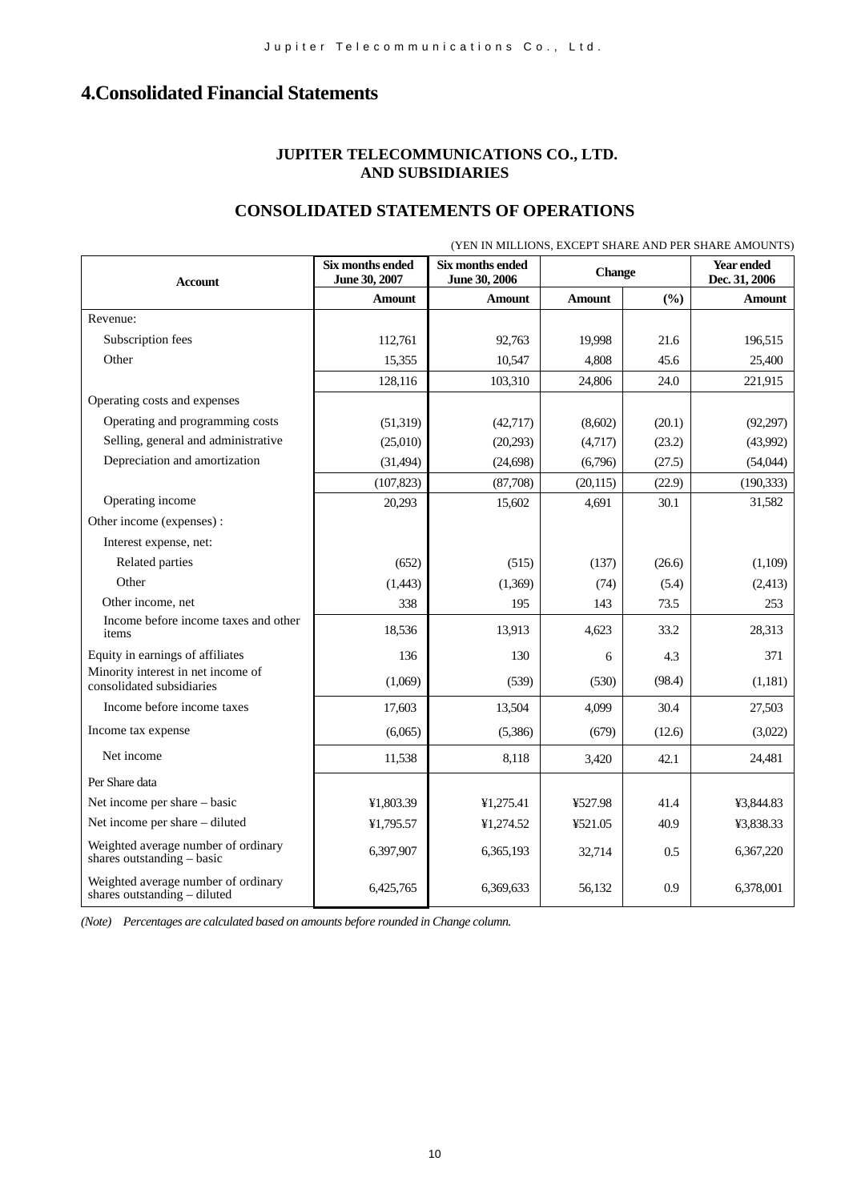# 4.Consolidated Financial Statements

**JUPITER TELECOMMUNICATIONS CO., LTD.**
**AND SUBSIDIARIES**

## CONSOLIDATED STATEMENTS OF OPERATIONS

(YEN IN MILLIONS, EXCEPT SHARE AND PER SHARE AMOUNTS)

| Account | Six months ended June 30, 2007 | Six months ended June 30, 2006 | Change | | Year ended Dec. 31, 2006 |
|---|---|---|---|---|---|
| | Amount | Amount | Amount | (%) | Amount |
| Revenue: | | | | | |
| Subscription fees | 112,761 | 92,763 | 19,998 | 21.6 | 196,515 |
| Other | 15,355 | 10,547 | 4,808 | 45.6 | 25,400 |
| | 128,116 | 103,310 | 24,806 | 24.0 | 221,915 |
| Operating costs and expenses | | | | | |
| Operating and programming costs | (51,319) | (42,717) | (8,602) | (20.1) | (92,297) |
| Selling, general and administrative | (25,010) | (20,293) | (4,717) | (23.2) | (43,992) |
| Depreciation and amortization | (31,494) | (24,698) | (6,796) | (27.5) | (54,044) |
| | (107,823) | (87,708) | (20,115) | (22.9) | (190,333) |
| Operating income | 20,293 | 15,602 | 4,691 | 30.1 | 31,582 |
| Other income (expenses) : | | | | | |
| Interest expense, net: | | | | | |
| Related parties | (652) | (515) | (137) | (26.6) | (1,109) |
| Other | (1,443) | (1,369) | (74) | (5.4) | (2,413) |
| Other income, net | 338 | 195 | 143 | 73.5 | 253 |
| Income before income taxes and other items | 18,536 | 13,913 | 4,623 | 33.2 | 28,313 |
| Equity in earnings of affiliates | 136 | 130 | 6 | 4.3 | 371 |
| Minority interest in net income of consolidated subsidiaries | (1,069) | (539) | (530) | (98.4) | (1,181) |
| Income before income taxes | 17,603 | 13,504 | 4,099 | 30.4 | 27,503 |
| Income tax expense | (6,065) | (5,386) | (679) | (12.6) | (3,022) |
| Net income | 11,538 | 8,118 | 3,420 | 42.1 | 24,481 |
| Per Share data | | | | | |
| Net income per share – basic | ¥1,803.39 | ¥1,275.41 | ¥527.98 | 41.4 | ¥3,844.83 |
| Net income per share – diluted | ¥1,795.57 | ¥1,274.52 | ¥521.05 | 40.9 | ¥3,838.33 |
| Weighted average number of ordinary shares outstanding – basic | 6,397,907 | 6,365,193 | 32,714 | 0.5 | 6,367,220 |
| Weighted average number of ordinary shares outstanding – diluted | 6,425,765 | 6,369,633 | 56,132 | 0.9 | 6,378,001 |

*(Note) Percentages are calculated based on amounts before rounded in Change column.*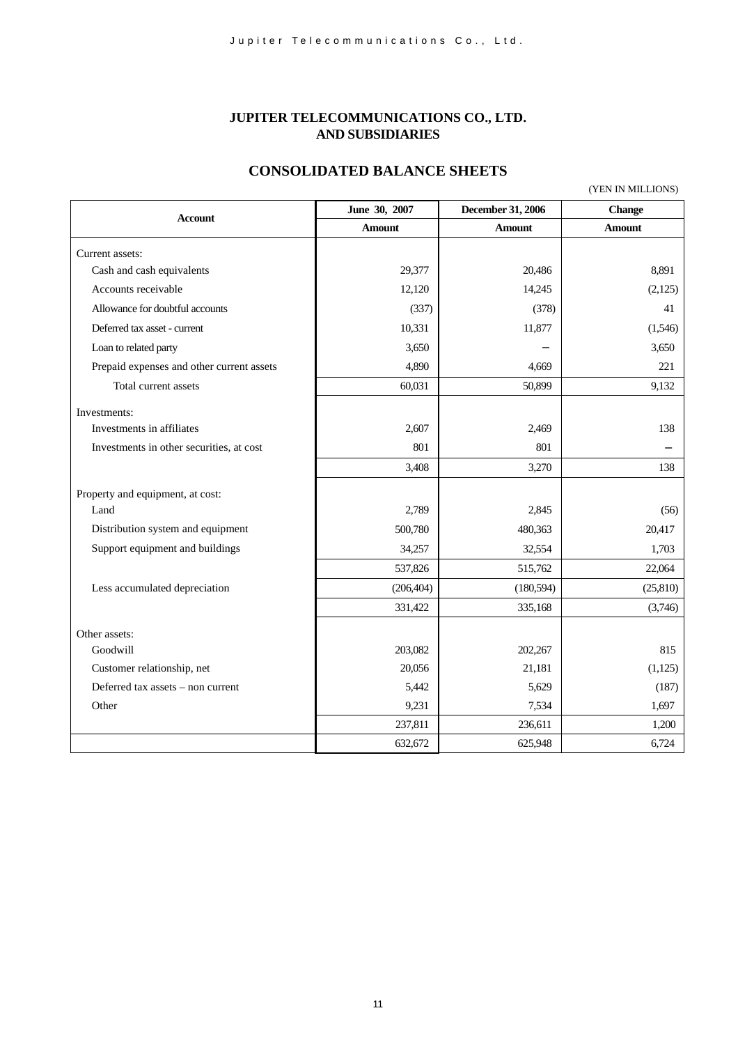# JUPITER TELECOMMUNICATIONS CO., LTD.
# AND SUBSIDIARIES

## CONSOLIDATED BALANCE SHEETS

(YEN IN MILLIONS)

| Account | June 30, 2007 | December 31, 2006 | Change |
|---|---|---|---|
| | Amount | Amount | Amount |
| Current assets: | | | |
| Cash and cash equivalents | 29,377 | 20,486 | 8,891 |
| Accounts receivable | 12,120 | 14,245 | (2,125) |
| Allowance for doubtful accounts | (337) | (378) | 41 |
| Deferred tax asset - current | 10,331 | 11,877 | (1,546) |
| Loan to related party | 3,650 | – | 3,650 |
| Prepaid expenses and other current assets | 4,890 | 4,669 | 221 |
| Total current assets | 60,031 | 50,899 | 9,132 |
| Investments: | | | |
| Investments in affiliates | 2,607 | 2,469 | 138 |
| Investments in other securities, at cost | 801 | 801 | – |
| | 3,408 | 3,270 | 138 |
| Property and equipment, at cost: | | | |
| Land | 2,789 | 2,845 | (56) |
| Distribution system and equipment | 500,780 | 480,363 | 20,417 |
| Support equipment and buildings | 34,257 | 32,554 | 1,703 |
| | 537,826 | 515,762 | 22,064 |
| Less accumulated depreciation | (206,404) | (180,594) | (25,810) |
| | 331,422 | 335,168 | (3,746) |
| Other assets: | | | |
| Goodwill | 203,082 | 202,267 | 815 |
| Customer relationship, net | 20,056 | 21,181 | (1,125) |
| Deferred tax assets – non current | 5,442 | 5,629 | (187) |
| Other | 9,231 | 7,534 | 1,697 |
| | 237,811 | 236,611 | 1,200 |
| | 632,672 | 625,948 | 6,724 |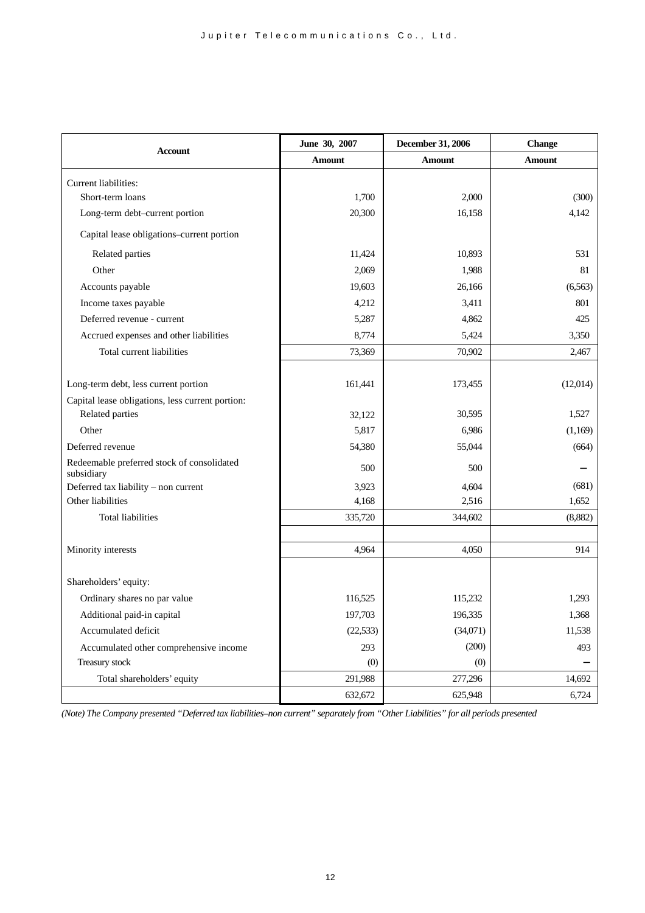| Account | June 30, 2007 | December 31, 2006 | Change |
|---|---|---|---|
| | Amount | Amount | Amount |
| Current liabilities: | | | |
| Short-term loans | 1,700 | 2,000 | (300) |
| Long-term debt–current portion | 20,300 | 16,158 | 4,142 |
| Capital lease obligations–current portion | | | |
| Related parties | 11,424 | 10,893 | 531 |
| Other | 2,069 | 1,988 | 81 |
| Accounts payable | 19,603 | 26,166 | (6,563) |
| Income taxes payable | 4,212 | 3,411 | 801 |
| Deferred revenue - current | 5,287 | 4,862 | 425 |
| Accrued expenses and other liabilities | 8,774 | 5,424 | 3,350 |
| Total current liabilities | 73,369 | 70,902 | 2,467 |
| Long-term debt, less current portion | 161,441 | 173,455 | (12,014) |
| Capital lease obligations, less current portion: | | | |
| Related parties | 32,122 | 30,595 | 1,527 |
| Other | 5,817 | 6,986 | (1,169) |
| Deferred revenue | 54,380 | 55,044 | (664) |
| Redeemable preferred stock of consolidated subsidiary | 500 | 500 | – |
| Deferred tax liability – non current | 3,923 | 4,604 | (681) |
| Other liabilities | 4,168 | 2,516 | 1,652 |
| Total liabilities | 335,720 | 344,602 | (8,882) |
| Minority interests | 4,964 | 4,050 | 914 |
| Shareholders' equity: | | | |
| Ordinary shares no par value | 116,525 | 115,232 | 1,293 |
| Additional paid-in capital | 197,703 | 196,335 | 1,368 |
| Accumulated deficit | (22,533) | (34,071) | 11,538 |
| Accumulated other comprehensive income | 293 | (200) | 493 |
| Treasury stock | (0) | (0) | – |
| Total shareholders' equity | 291,988 | 277,296 | 14,692 |
| | 632,672 | 625,948 | 6,724 |

*(Note) The Company presented "Deferred tax liabilities–non current" separately from "Other Liabilities" for all periods presented*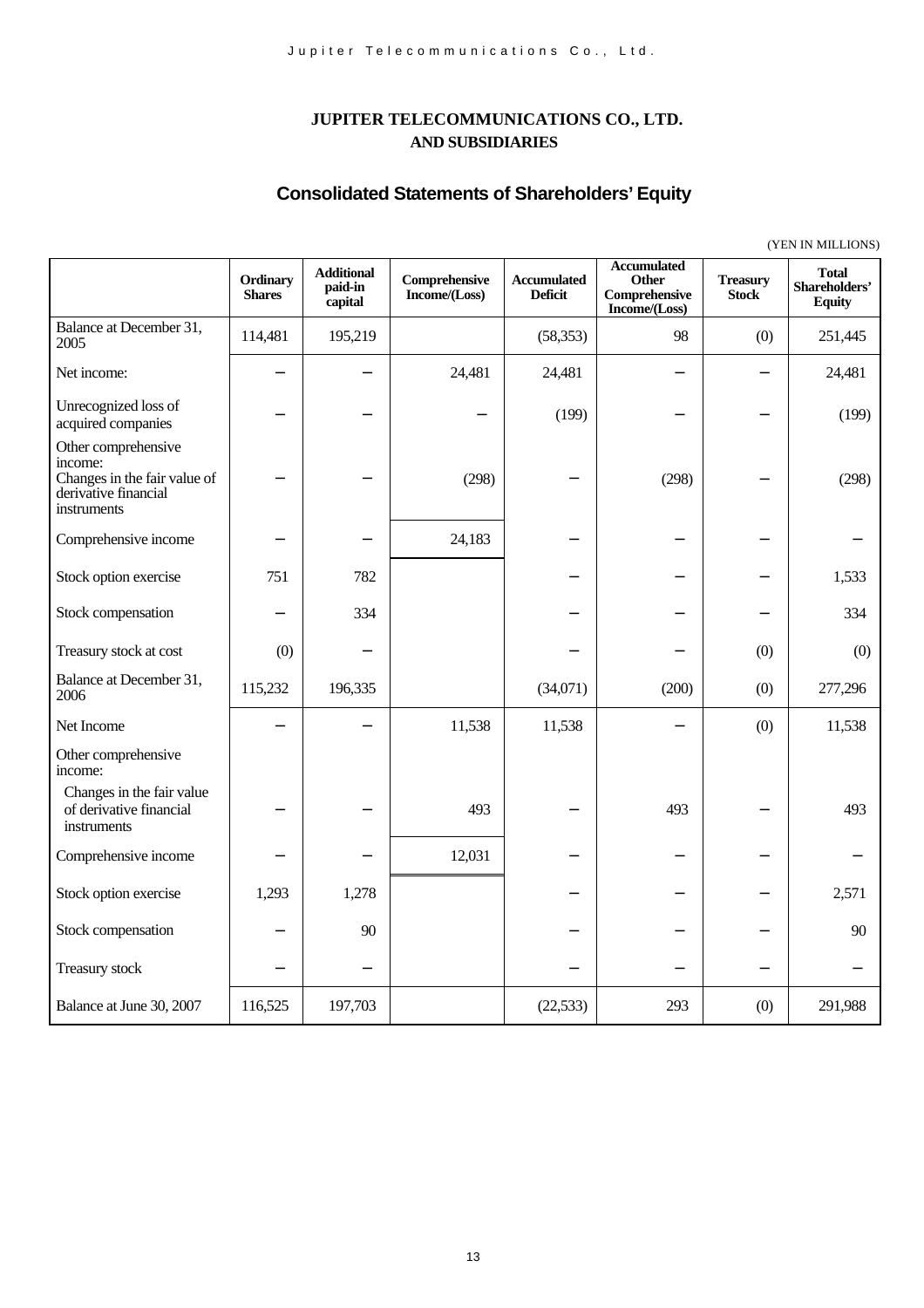# JUPITER TELECOMMUNICATIONS CO., LTD.
## AND SUBSIDIARIES

## Consolidated Statements of Shareholders' Equity

(YEN IN MILLIONS)

| | Ordinary Shares | Additional paid-in capital | Comprehensive Income/(Loss) | Accumulated Deficit | Accumulated Other Comprehensive Income/(Loss) | Treasury Stock | Total Shareholders' Equity |
|---|---|---|---|---|---|---|---|
| Balance at December 31, 2005 | 114,481 | 195,219 | | (58,353) | 98 | (0) | 251,445 |
| Net income: | – | – | 24,481 | 24,481 | – | – | 24,481 |
| Unrecognized loss of acquired companies | – | – | – | (199) | – | – | (199) |
| Other comprehensive income: Changes in the fair value of derivative financial instruments | – | – | (298) | – | (298) | – | (298) |
| Comprehensive income | – | – | 24,183 | – | – | – | – |
| Stock option exercise | 751 | 782 | | – | – | – | 1,533 |
| Stock compensation | – | 334 | | – | – | – | 334 |
| Treasury stock at cost | (0) | – | | – | – | (0) | (0) |
| Balance at December 31, 2006 | 115,232 | 196,335 | | (34,071) | (200) | (0) | 277,296 |
| Net Income | – | – | 11,538 | 11,538 | – | (0) | 11,538 |
| Other comprehensive income: | | | | | | | |
| Changes in the fair value of derivative financial instruments | – | – | 493 | – | 493 | – | 493 |
| Comprehensive income | – | – | 12,031 | – | – | – | – |
| Stock option exercise | 1,293 | 1,278 | | – | – | – | 2,571 |
| Stock compensation | – | 90 | | – | – | – | 90 |
| Treasury stock | – | – | | – | – | – | – |
| Balance at June 30, 2007 | 116,525 | 197,703 | | (22,533) | 293 | (0) | 291,988 |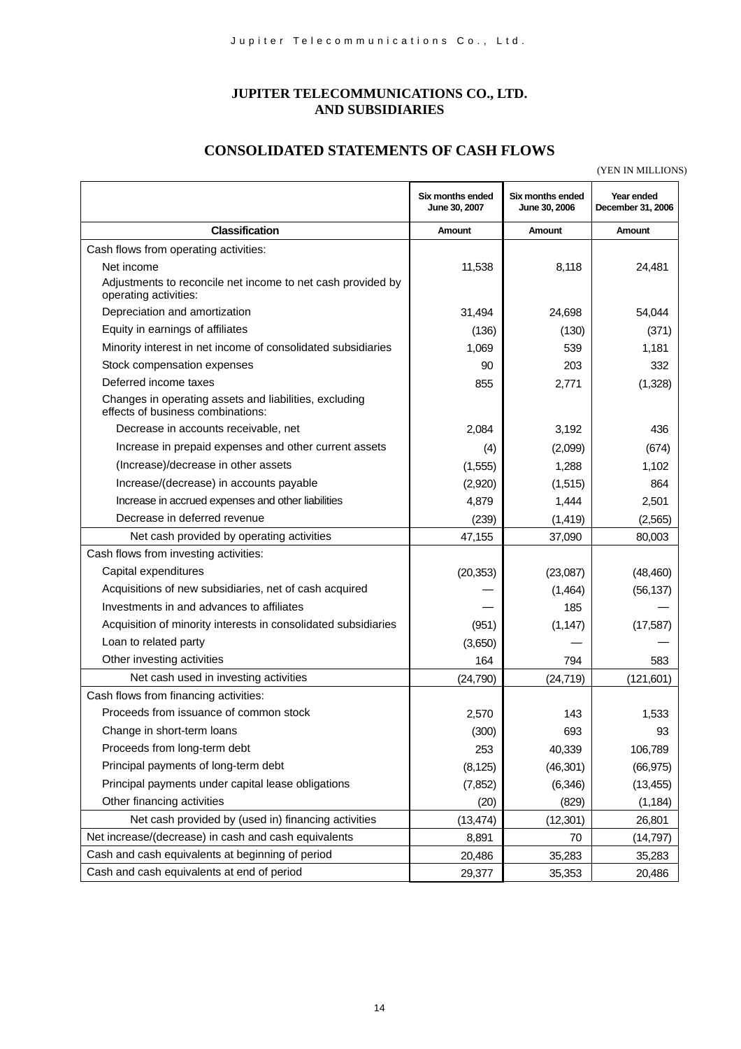# JUPITER TELECOMMUNICATIONS CO., LTD.
# AND SUBSIDIARIES

## CONSOLIDATED STATEMENTS OF CASH FLOWS

(YEN IN MILLIONS)

| Classification | Six months ended June 30, 2007<br>Amount | Six months ended June 30, 2006<br>Amount | Year ended December 31, 2006<br>Amount |
|---|---|---|---|
| Cash flows from operating activities: | | | |
| Net income | 11,538 | 8,118 | 24,481 |
| Adjustments to reconcile net income to net cash provided by operating activities: | | | |
| Depreciation and amortization | 31,494 | 24,698 | 54,044 |
| Equity in earnings of affiliates | (136) | (130) | (371) |
| Minority interest in net income of consolidated subsidiaries | 1,069 | 539 | 1,181 |
| Stock compensation expenses | 90 | 203 | 332 |
| Deferred income taxes | 855 | 2,771 | (1,328) |
| Changes in operating assets and liabilities, excluding effects of business combinations: | | | |
| Decrease in accounts receivable, net | 2,084 | 3,192 | 436 |
| Increase in prepaid expenses and other current assets | (4) | (2,099) | (674) |
| (Increase)/decrease in other assets | (1,555) | 1,288 | 1,102 |
| Increase/(decrease) in accounts payable | (2,920) | (1,515) | 864 |
| Increase in accrued expenses and other liabilities | 4,879 | 1,444 | 2,501 |
| Decrease in deferred revenue | (239) | (1,419) | (2,565) |
| Net cash provided by operating activities | 47,155 | 37,090 | 80,003 |
| Cash flows from investing activities: | | | |
| Capital expenditures | (20,353) | (23,087) | (48,460) |
| Acquisitions of new subsidiaries, net of cash acquired | — | (1,464) | (56,137) |
| Investments in and advances to affiliates | — | 185 | — |
| Acquisition of minority interests in consolidated subsidiaries | (951) | (1,147) | (17,587) |
| Loan to related party | (3,650) | — | — |
| Other investing activities | 164 | 794 | 583 |
| Net cash used in investing activities | (24,790) | (24,719) | (121,601) |
| Cash flows from financing activities: | | | |
| Proceeds from issuance of common stock | 2,570 | 143 | 1,533 |
| Change in short-term loans | (300) | 693 | 93 |
| Proceeds from long-term debt | 253 | 40,339 | 106,789 |
| Principal payments of long-term debt | (8,125) | (46,301) | (66,975) |
| Principal payments under capital lease obligations | (7,852) | (6,346) | (13,455) |
| Other financing activities | (20) | (829) | (1,184) |
| Net cash provided by (used in) financing activities | (13,474) | (12,301) | 26,801 |
| Net increase/(decrease) in cash and cash equivalents | 8,891 | 70 | (14,797) |
| Cash and cash equivalents at beginning of period | 20,486 | 35,283 | 35,283 |
| Cash and cash equivalents at end of period | 29,377 | 35,353 | 20,486 |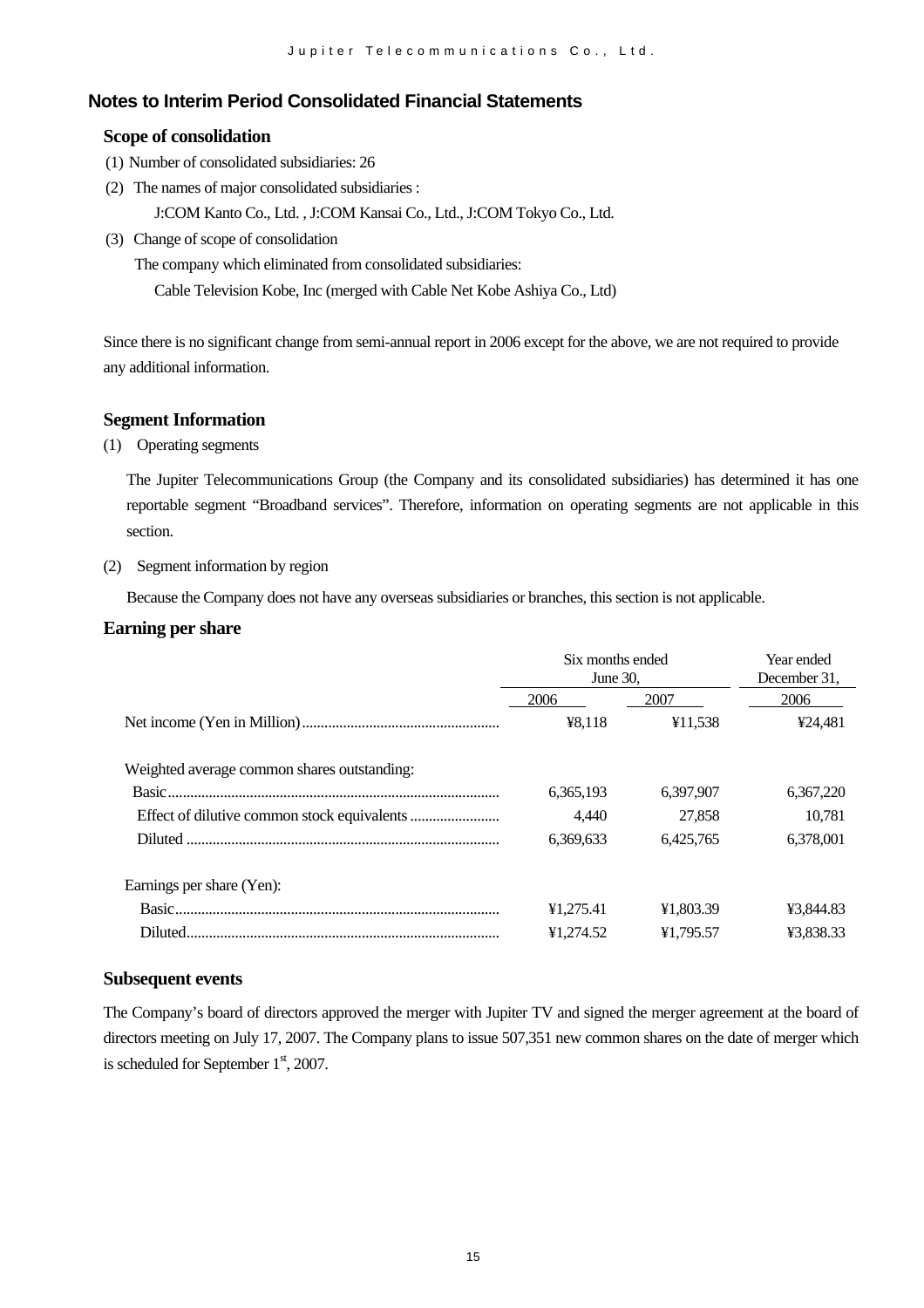## Notes to Interim Period Consolidated Financial Statements

### Scope of consolidation

(1) Number of consolidated subsidiaries: 26

(2) The names of major consolidated subsidiaries :

J:COM Kanto Co., Ltd. , J:COM Kansai Co., Ltd., J:COM Tokyo Co., Ltd.

(3) Change of scope of consolidation

The company which eliminated from consolidated subsidiaries:

Cable Television Kobe, Inc (merged with Cable Net Kobe Ashiya Co., Ltd)

Since there is no significant change from semi-annual report in 2006 except for the above, we are not required to provide any additional information.

### Segment Information

(1) Operating segments

The Jupiter Telecommunications Group (the Company and its consolidated subsidiaries) has determined it has one reportable segment "Broadband services". Therefore, information on operating segments are not applicable in this section.

(2) Segment information by region

Because the Company does not have any overseas subsidiaries or branches, this section is not applicable.

### Earning per share

| | Six months ended June 30, | | Year ended December 31, |
|---|---|---|---|
| | 2006 | 2007 | 2006 |
| Net income (Yen in Million) | ¥8,118 | ¥11,538 | ¥24,481 |
| Weighted average common shares outstanding: | | | |
| Basic | 6,365,193 | 6,397,907 | 6,367,220 |
| Effect of dilutive common stock equivalents | 4,440 | 27,858 | 10,781 |
| Diluted | 6,369,633 | 6,425,765 | 6,378,001 |
| Earnings per share (Yen): | | | |
| Basic | ¥1,275.41 | ¥1,803.39 | ¥3,844.83 |
| Diluted | ¥1,274.52 | ¥1,795.57 | ¥3,838.33 |

### Subsequent events

The Company's board of directors approved the merger with Jupiter TV and signed the merger agreement at the board of directors meeting on July 17, 2007. The Company plans to issue 507,351 new common shares on the date of merger which is scheduled for September 1st, 2007.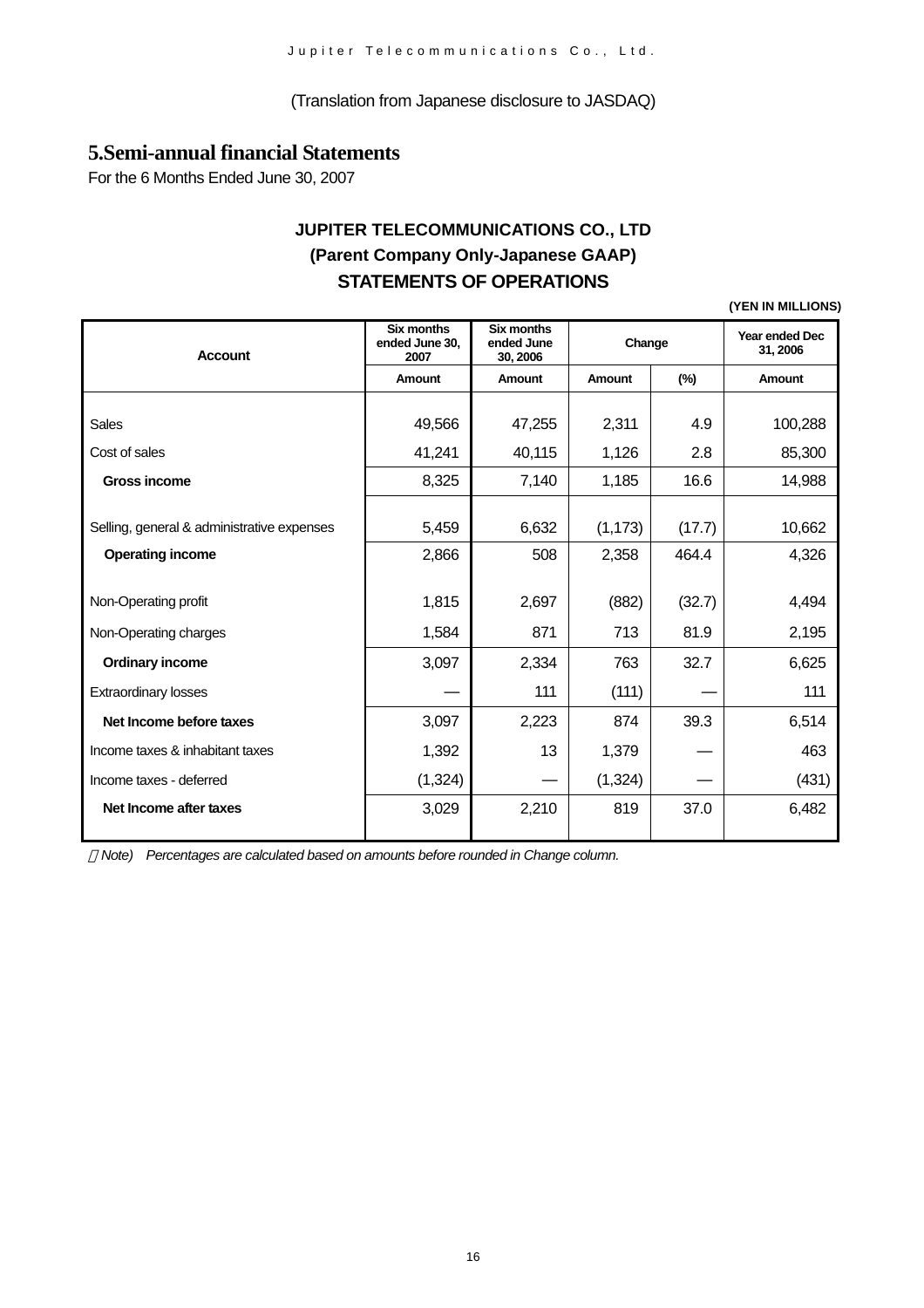(Translation from Japanese disclosure to JASDAQ)

## 5.Semi-annual financial Statements

For the 6 Months Ended June 30, 2007

### JUPITER TELECOMMUNICATIONS CO., LTD
### (Parent Company Only-Japanese GAAP)
### STATEMENTS OF OPERATIONS

(YEN IN MILLIONS)

| Account | Six months ended June 30, 2007 | Six months ended June 30, 2006 | Change | | Year ended Dec 31, 2006 |
|---|---|---|---|---|---|
| | Amount | Amount | Amount | (%) | Amount |
| Sales | 49,566 | 47,255 | 2,311 | 4.9 | 100,288 |
| Cost of sales | 41,241 | 40,115 | 1,126 | 2.8 | 85,300 |
| **Gross income** | 8,325 | 7,140 | 1,185 | 16.6 | 14,988 |
| Selling, general & administrative expenses | 5,459 | 6,632 | (1,173) | (17.7) | 10,662 |
| **Operating income** | 2,866 | 508 | 2,358 | 464.4 | 4,326 |
| Non-Operating profit | 1,815 | 2,697 | (882) | (32.7) | 4,494 |
| Non-Operating charges | 1,584 | 871 | 713 | 81.9 | 2,195 |
| **Ordinary income** | 3,097 | 2,334 | 763 | 32.7 | 6,625 |
| Extraordinary losses | — | 111 | (111) | — | 111 |
| **Net Income before taxes** | 3,097 | 2,223 | 874 | 39.3 | 6,514 |
| Income taxes & inhabitant taxes | 1,392 | 13 | 1,379 | — | 463 |
| Income taxes - deferred | (1,324) | — | (1,324) | — | (431) |
| **Net Income after taxes** | 3,029 | 2,210 | 819 | 37.0 | 6,482 |

*(Note) Percentages are calculated based on amounts before rounded in Change column.*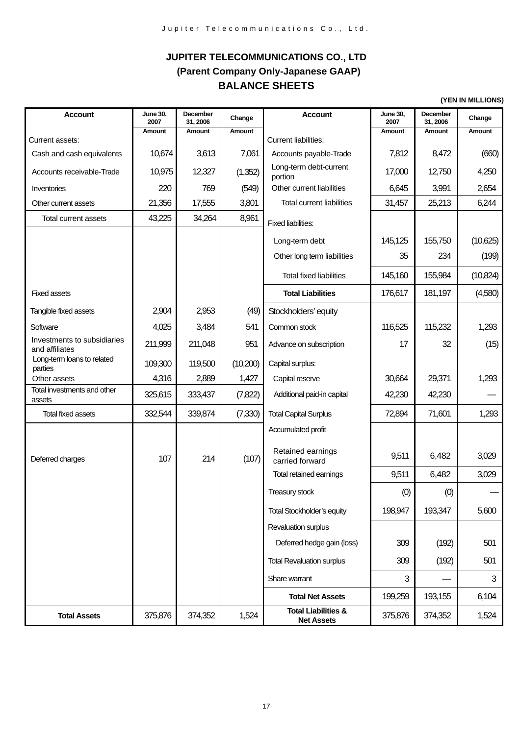# JUPITER TELECOMMUNICATIONS CO., LTD

## (Parent Company Only-Japanese GAAP)

## BALANCE SHEETS

(YEN IN MILLIONS)

| Account | June 30, 2007 | December 31, 2006 | Change | Account | June 30, 2007 | December 31, 2006 | Change |
|---|---|---|---|---|---|---|---|
| | Amount | Amount | Amount | | Amount | Amount | Amount |
| Current assets: | | | | Current liabilities: | | | |
| Cash and cash equivalents | 10,674 | 3,613 | 7,061 | Accounts payable-Trade | 7,812 | 8,472 | (660) |
| Accounts receivable-Trade | 10,975 | 12,327 | (1,352) | Long-term debt-current portion | 17,000 | 12,750 | 4,250 |
| Inventories | 220 | 769 | (549) | Other current liabilities | 6,645 | 3,991 | 2,654 |
| Other current assets | 21,356 | 17,555 | 3,801 | Total current liabilities | 31,457 | 25,213 | 6,244 |
| Total current assets | 43,225 | 34,264 | 8,961 | Fixed liabilities: | | | |
| | | | | Long-term debt | 145,125 | 155,750 | (10,625) |
| | | | | Other long term liabilities | 35 | 234 | (199) |
| | | | | Total fixed liabilities | 145,160 | 155,984 | (10,824) |
| Fixed assets | | | | **Total Liabilities** | 176,617 | 181,197 | (4,580) |
| Tangible fixed assets | 2,904 | 2,953 | (49) | Stockholders' equity | | | |
| Software | 4,025 | 3,484 | 541 | Common stock | 116,525 | 115,232 | 1,293 |
| Investments to subsidiaries and affiliates | 211,999 | 211,048 | 951 | Advance on subscription | 17 | 32 | (15) |
| Long-term loans to related parties | 109,300 | 119,500 | (10,200) | Capital surplus: | | | |
| Other assets | 4,316 | 2,889 | 1,427 | Capital reserve | 30,664 | 29,371 | 1,293 |
| Total investments and other assets | 325,615 | 333,437 | (7,822) | Additional paid-in capital | 42,230 | 42,230 | — |
| Total fixed assets | 332,544 | 339,874 | (7,330) | Total Capital Surplus | 72,894 | 71,601 | 1,293 |
| | | | | Accumulated profit | | | |
| Deferred charges | 107 | 214 | (107) | Retained earnings carried forward | 9,511 | 6,482 | 3,029 |
| | | | | Total retained earnings | 9,511 | 6,482 | 3,029 |
| | | | | Treasury stock | (0) | (0) | — |
| | | | | Total Stockholder's equity | 198,947 | 193,347 | 5,600 |
| | | | | Revaluation surplus | | | |
| | | | | Deferred hedge gain (loss) | 309 | (192) | 501 |
| | | | | Total Revaluation surplus | 309 | (192) | 501 |
| | | | | Share warrant | 3 | — | 3 |
| | | | | **Total Net Assets** | 199,259 | 193,155 | 6,104 |
| **Total Assets** | 375,876 | 374,352 | 1,524 | **Total Liabilities & Net Assets** | 375,876 | 374,352 | 1,524 |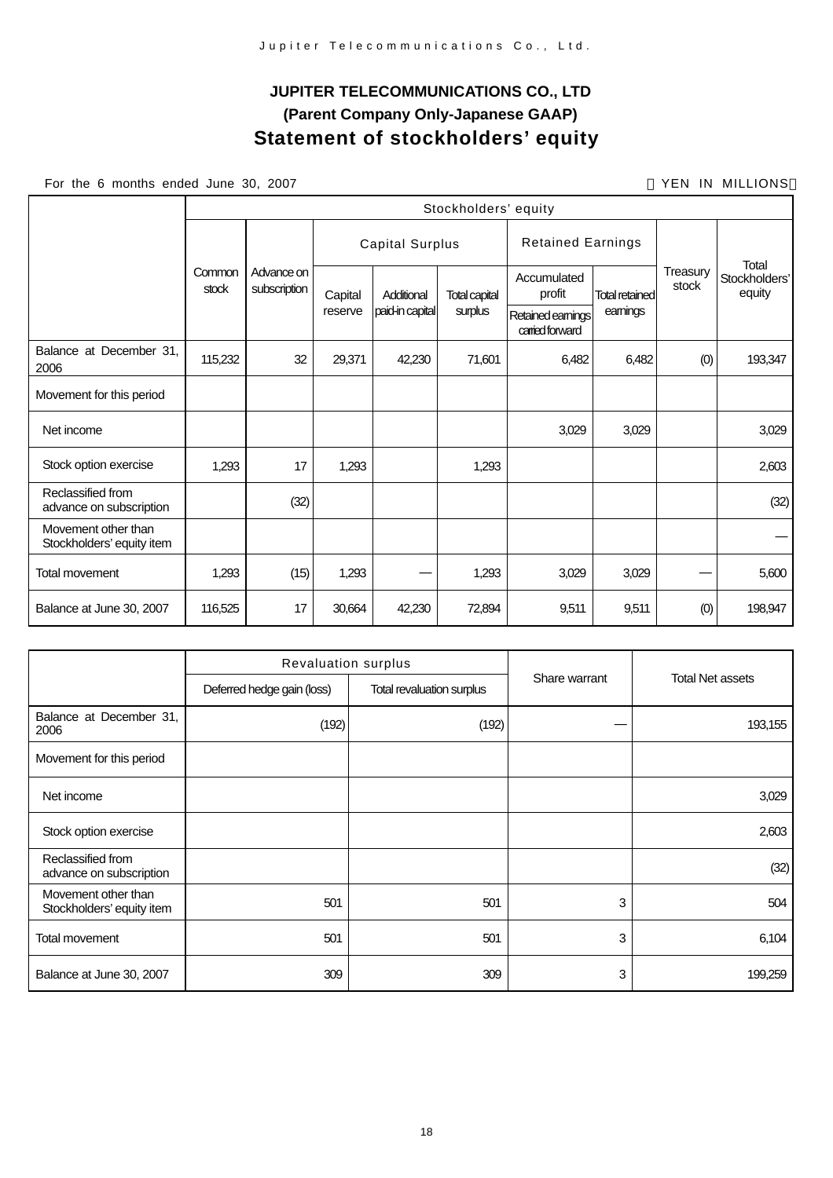# JUPITER TELECOMMUNICATIONS CO., LTD

## (Parent Company Only-Japanese GAAP)

## Statement of stockholders' equity

For the 6 months ended June 30, 2007　　　　（YEN IN MILLIONS）

| | Stockholders' equity | | | | | | | | |
|---|---|---|---|---|---|---|---|---|---|
| | Common stock | Advance on subscription | Capital Surplus | | | Retained Earnings | | Treasury stock | Total Stockholders' equity |
| | | | Capital reserve | Additional paid-in capital | Total capital surplus | Accumulated profit / Retained earnings carried forward | Total retained earnings | | |
| Balance at December 31, 2006 | 115,232 | 32 | 29,371 | 42,230 | 71,601 | 6,482 | 6,482 | (0) | 193,347 |
| Movement for this period | | | | | | | | | |
| Net income | | | | | | 3,029 | 3,029 | | 3,029 |
| Stock option exercise | 1,293 | 17 | 1,293 | | 1,293 | | | | 2,603 |
| Reclassified from advance on subscription | | (32) | | | | | | | (32) |
| Movement other than Stockholders' equity item | | | | | | | | | — |
| Total movement | 1,293 | (15) | 1,293 | — | 1,293 | 3,029 | 3,029 | — | 5,600 |
| Balance at June 30, 2007 | 116,525 | 17 | 30,664 | 42,230 | 72,894 | 9,511 | 9,511 | (0) | 198,947 |

| | Revaluation surplus | | Share warrant | Total Net assets |
|---|---|---|---|---|
| | Deferred hedge gain (loss) | Total revaluation surplus | | |
| Balance at December 31, 2006 | (192) | (192) | — | 193,155 |
| Movement for this period | | | | |
| Net income | | | | 3,029 |
| Stock option exercise | | | | 2,603 |
| Reclassified from advance on subscription | | | | (32) |
| Movement other than Stockholders' equity item | 501 | 501 | 3 | 504 |
| Total movement | 501 | 501 | 3 | 6,104 |
| Balance at June 30, 2007 | 309 | 309 | 3 | 199,259 |